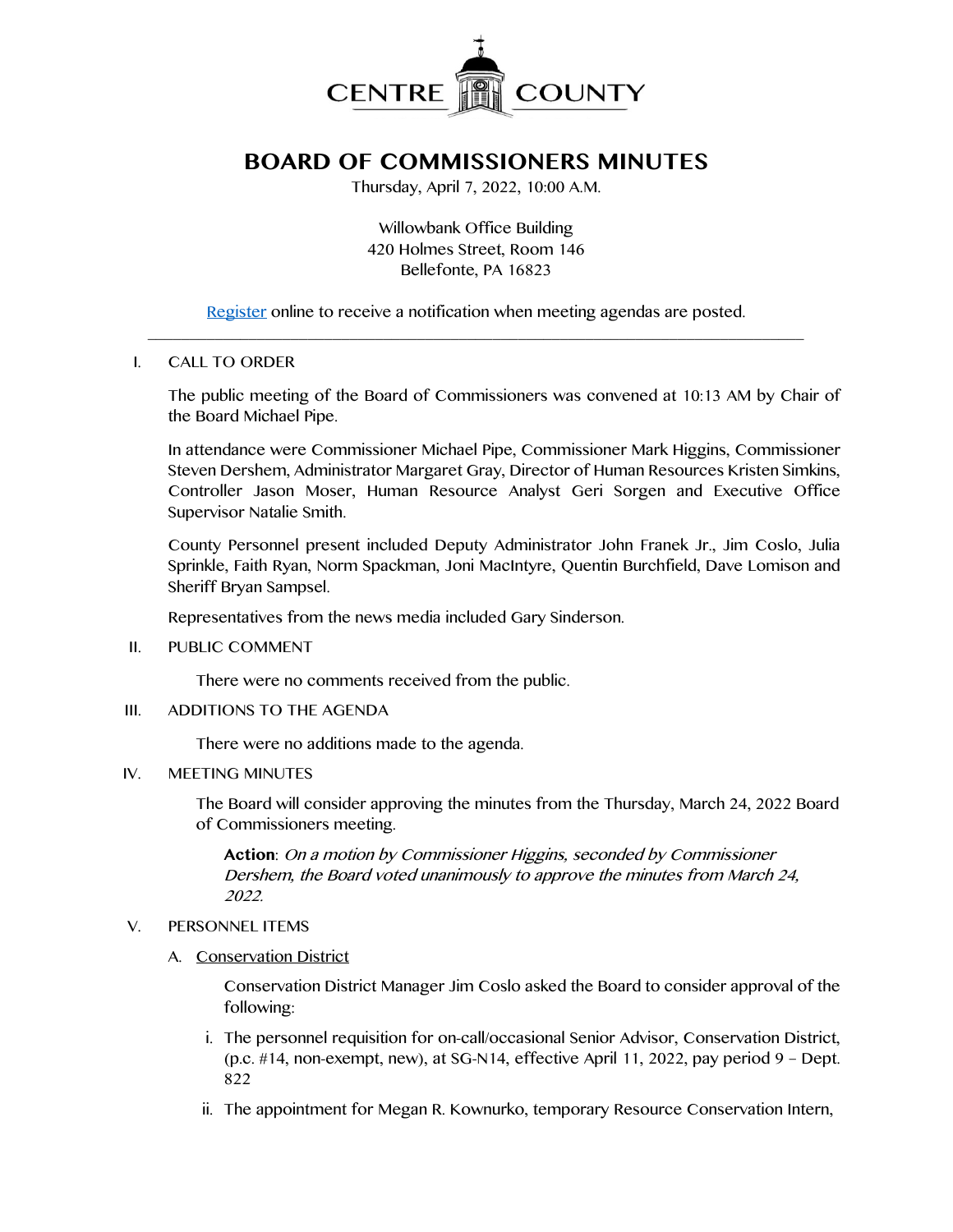CENTRE COUNTY

# BOARD OF COMMISSIONERS MINUTES

Thursday, April 7, 2022, 10:00 A.M.

Willowbank Office Building
420 Holmes Street, Room 146
Bellefonte, PA 16823

Register online to receive a notification when meeting agendas are posted.

---

I. CALL TO ORDER

The public meeting of the Board of Commissioners was convened at 10:13 AM by Chair of the Board Michael Pipe.

In attendance were Commissioner Michael Pipe, Commissioner Mark Higgins, Commissioner Steven Dershem, Administrator Margaret Gray, Director of Human Resources Kristen Simkins, Controller Jason Moser, Human Resource Analyst Geri Sorgen and Executive Office Supervisor Natalie Smith.

County Personnel present included Deputy Administrator John Franek Jr., Jim Coslo, Julia Sprinkle, Faith Ryan, Norm Spackman, Joni MacIntyre, Quentin Burchfield, Dave Lomison and Sheriff Bryan Sampsel.

Representatives from the news media included Gary Sinderson.

II. PUBLIC COMMENT

There were no comments received from the public.

III. ADDITIONS TO THE AGENDA

There were no additions made to the agenda.

IV. MEETING MINUTES

The Board will consider approving the minutes from the Thursday, March 24, 2022 Board of Commissioners meeting.

**Action**: *On a motion by Commissioner Higgins, seconded by Commissioner Dershem, the Board voted unanimously to approve the minutes from March 24, 2022.*

V. PERSONNEL ITEMS

A. Conservation District

Conservation District Manager Jim Coslo asked the Board to consider approval of the following:

i. The personnel requisition for on-call/occasional Senior Advisor, Conservation District, (p.c. #14, non-exempt, new), at SG-N14, effective April 11, 2022, pay period 9 – Dept. 822

ii. The appointment for Megan R. Kownurko, temporary Resource Conservation Intern,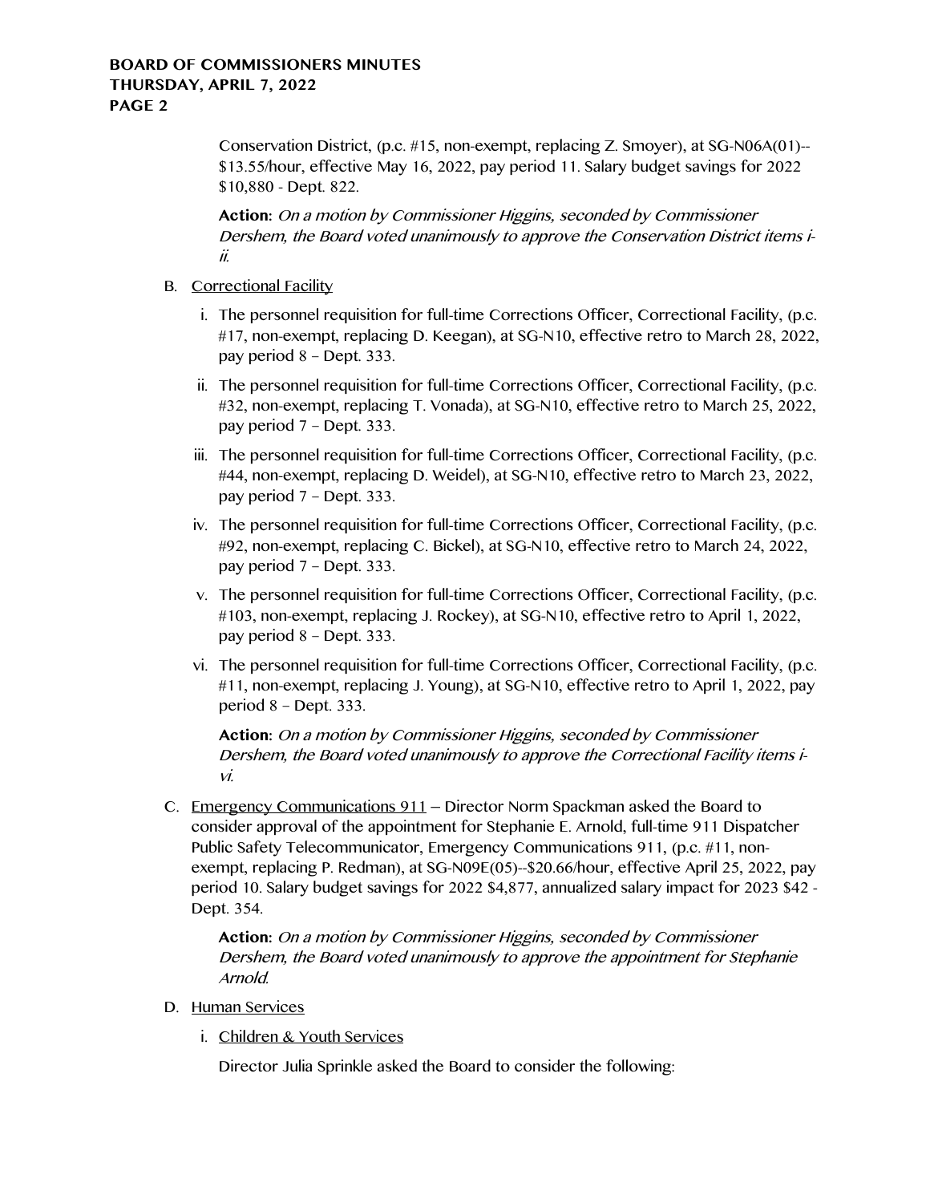Conservation District, (p.c. #15, non-exempt, replacing Z. Smoyer), at SG-N06A(01)--$13.55/hour, effective May 16, 2022, pay period 11. Salary budget savings for 2022 $10,880 - Dept. 822.

**Action:** *On a motion by Commissioner Higgins, seconded by Commissioner Dershem, the Board voted unanimously to approve the Conservation District items i-ii.*

B. Correctional Facility

  i. The personnel requisition for full-time Corrections Officer, Correctional Facility, (p.c. #17, non-exempt, replacing D. Keegan), at SG-N10, effective retro to March 28, 2022, pay period 8 – Dept. 333.

  ii. The personnel requisition for full-time Corrections Officer, Correctional Facility, (p.c. #32, non-exempt, replacing T. Vonada), at SG-N10, effective retro to March 25, 2022, pay period 7 – Dept. 333.

  iii. The personnel requisition for full-time Corrections Officer, Correctional Facility, (p.c. #44, non-exempt, replacing D. Weidel), at SG-N10, effective retro to March 23, 2022, pay period 7 – Dept. 333.

  iv. The personnel requisition for full-time Corrections Officer, Correctional Facility, (p.c. #92, non-exempt, replacing C. Bickel), at SG-N10, effective retro to March 24, 2022, pay period 7 – Dept. 333.

  v. The personnel requisition for full-time Corrections Officer, Correctional Facility, (p.c. #103, non-exempt, replacing J. Rockey), at SG-N10, effective retro to April 1, 2022, pay period 8 – Dept. 333.

  vi. The personnel requisition for full-time Corrections Officer, Correctional Facility, (p.c. #11, non-exempt, replacing J. Young), at SG-N10, effective retro to April 1, 2022, pay period 8 – Dept. 333.

  **Action:** *On a motion by Commissioner Higgins, seconded by Commissioner Dershem, the Board voted unanimously to approve the Correctional Facility items i-vi.*

C. Emergency Communications 911 – Director Norm Spackman asked the Board to consider approval of the appointment for Stephanie E. Arnold, full-time 911 Dispatcher Public Safety Telecommunicator, Emergency Communications 911, (p.c. #11, non-exempt, replacing P. Redman), at SG-N09E(05)--$20.66/hour, effective April 25, 2022, pay period 10. Salary budget savings for 2022 $4,877, annualized salary impact for 2023 $42 - Dept. 354.

  **Action:** *On a motion by Commissioner Higgins, seconded by Commissioner Dershem, the Board voted unanimously to approve the appointment for Stephanie Arnold.*

D. Human Services

  i. Children & Youth Services

  Director Julia Sprinkle asked the Board to consider the following: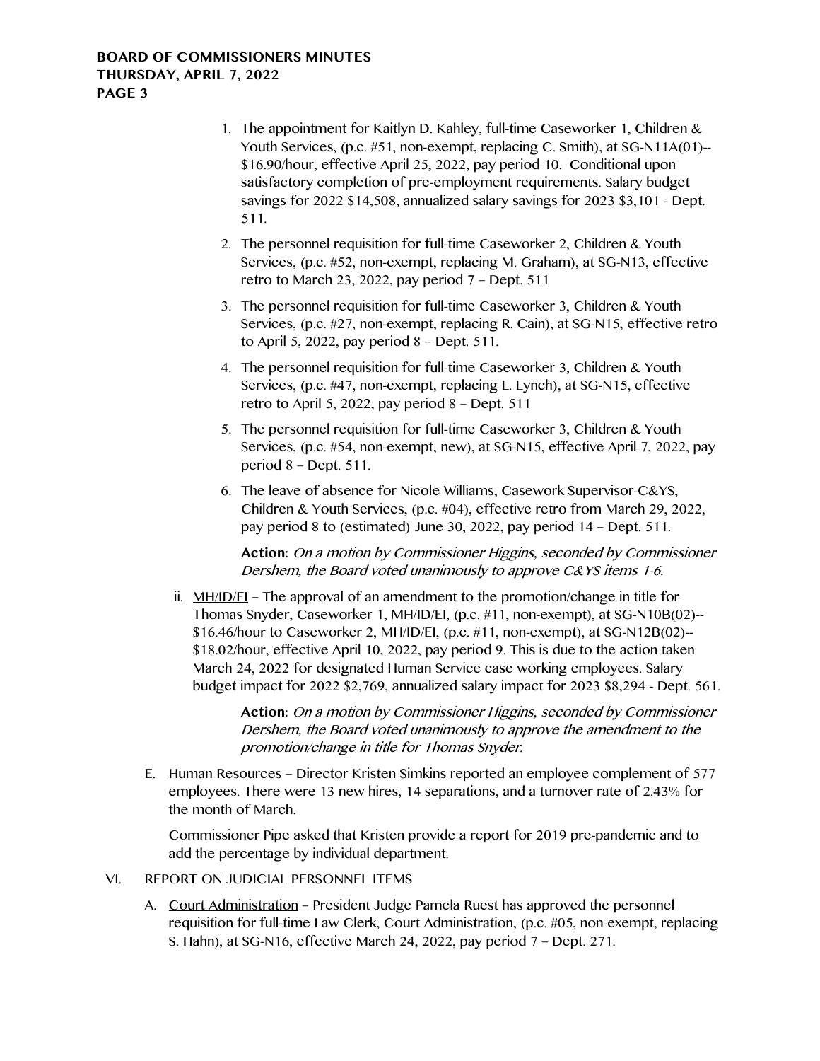1. The appointment for Kaitlyn D. Kahley, full-time Caseworker 1, Children & Youth Services, (p.c. #51, non-exempt, replacing C. Smith), at SG-N11A(01)--$16.90/hour, effective April 25, 2022, pay period 10. Conditional upon satisfactory completion of pre-employment requirements. Salary budget savings for 2022 $14,508, annualized salary savings for 2023 $3,101 - Dept. 511.
2. The personnel requisition for full-time Caseworker 2, Children & Youth Services, (p.c. #52, non-exempt, replacing M. Graham), at SG-N13, effective retro to March 23, 2022, pay period 7 – Dept. 511
3. The personnel requisition for full-time Caseworker 3, Children & Youth Services, (p.c. #27, non-exempt, replacing R. Cain), at SG-N15, effective retro to April 5, 2022, pay period 8 – Dept. 511.
4. The personnel requisition for full-time Caseworker 3, Children & Youth Services, (p.c. #47, non-exempt, replacing L. Lynch), at SG-N15, effective retro to April 5, 2022, pay period 8 – Dept. 511
5. The personnel requisition for full-time Caseworker 3, Children & Youth Services, (p.c. #54, non-exempt, new), at SG-N15, effective April 7, 2022, pay period 8 – Dept. 511.
6. The leave of absence for Nicole Williams, Casework Supervisor-C&YS, Children & Youth Services, (p.c. #04), effective retro from March 29, 2022, pay period 8 to (estimated) June 30, 2022, pay period 14 – Dept. 511.

   **Action:** *On a motion by Commissioner Higgins, seconded by Commissioner Dershem, the Board voted unanimously to approve C&YS items 1-6.*

ii. MH/ID/EI – The approval of an amendment to the promotion/change in title for Thomas Snyder, Caseworker 1, MH/ID/EI, (p.c. #11, non-exempt), at SG-N10B(02)--$16.46/hour to Caseworker 2, MH/ID/EI, (p.c. #11, non-exempt), at SG-N12B(02)--$18.02/hour, effective April 10, 2022, pay period 9. This is due to the action taken March 24, 2022 for designated Human Service case working employees. Salary budget impact for 2022 $2,769, annualized salary impact for 2023 $8,294 - Dept. 561.

   **Action:** *On a motion by Commissioner Higgins, seconded by Commissioner Dershem, the Board voted unanimously to approve the amendment to the promotion/change in title for Thomas Snyder.*

E. Human Resources – Director Kristen Simkins reported an employee complement of 577 employees. There were 13 new hires, 14 separations, and a turnover rate of 2.43% for the month of March.

   Commissioner Pipe asked that Kristen provide a report for 2019 pre-pandemic and to add the percentage by individual department.

VI. REPORT ON JUDICIAL PERSONNEL ITEMS

A. Court Administration – President Judge Pamela Ruest has approved the personnel requisition for full-time Law Clerk, Court Administration, (p.c. #05, non-exempt, replacing S. Hahn), at SG-N16, effective March 24, 2022, pay period 7 – Dept. 271.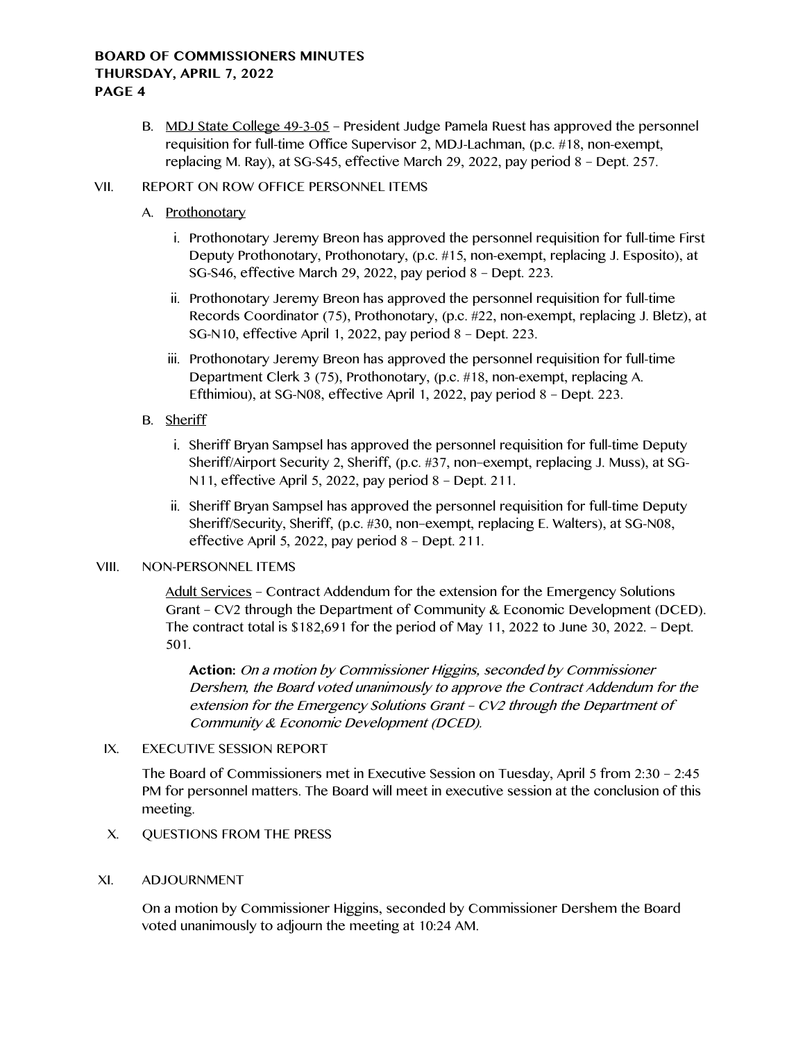B. MDJ State College 49-3-05 – President Judge Pamela Ruest has approved the personnel requisition for full-time Office Supervisor 2, MDJ-Lachman, (p.c. #18, non-exempt, replacing M. Ray), at SG-S45, effective March 29, 2022, pay period 8 – Dept. 257.

## VII. REPORT ON ROW OFFICE PERSONNEL ITEMS

A. Prothonotary

i. Prothonotary Jeremy Breon has approved the personnel requisition for full-time First Deputy Prothonotary, Prothonotary, (p.c. #15, non-exempt, replacing J. Esposito), at SG-S46, effective March 29, 2022, pay period 8 – Dept. 223.

ii. Prothonotary Jeremy Breon has approved the personnel requisition for full-time Records Coordinator (75), Prothonotary, (p.c. #22, non-exempt, replacing J. Bletz), at SG-N10, effective April 1, 2022, pay period 8 – Dept. 223.

iii. Prothonotary Jeremy Breon has approved the personnel requisition for full-time Department Clerk 3 (75), Prothonotary, (p.c. #18, non-exempt, replacing A. Efthimiou), at SG-N08, effective April 1, 2022, pay period 8 – Dept. 223.

B. Sheriff

i. Sheriff Bryan Sampsel has approved the personnel requisition for full-time Deputy Sheriff/Airport Security 2, Sheriff, (p.c. #37, non–exempt, replacing J. Muss), at SG-N11, effective April 5, 2022, pay period 8 – Dept. 211.

ii. Sheriff Bryan Sampsel has approved the personnel requisition for full-time Deputy Sheriff/Security, Sheriff, (p.c. #30, non–exempt, replacing E. Walters), at SG-N08, effective April 5, 2022, pay period 8 – Dept. 211.

## VIII. NON-PERSONNEL ITEMS

Adult Services – Contract Addendum for the extension for the Emergency Solutions Grant – CV2 through the Department of Community & Economic Development (DCED). The contract total is $182,691 for the period of May 11, 2022 to June 30, 2022. – Dept. 501.

**Action:** *On a motion by Commissioner Higgins, seconded by Commissioner Dershem, the Board voted unanimously to approve the Contract Addendum for the extension for the Emergency Solutions Grant – CV2 through the Department of Community & Economic Development (DCED).*

## IX. EXECUTIVE SESSION REPORT

The Board of Commissioners met in Executive Session on Tuesday, April 5 from 2:30 – 2:45 PM for personnel matters. The Board will meet in executive session at the conclusion of this meeting.

## X. QUESTIONS FROM THE PRESS

## XI. ADJOURNMENT

On a motion by Commissioner Higgins, seconded by Commissioner Dershem the Board voted unanimously to adjourn the meeting at 10:24 AM.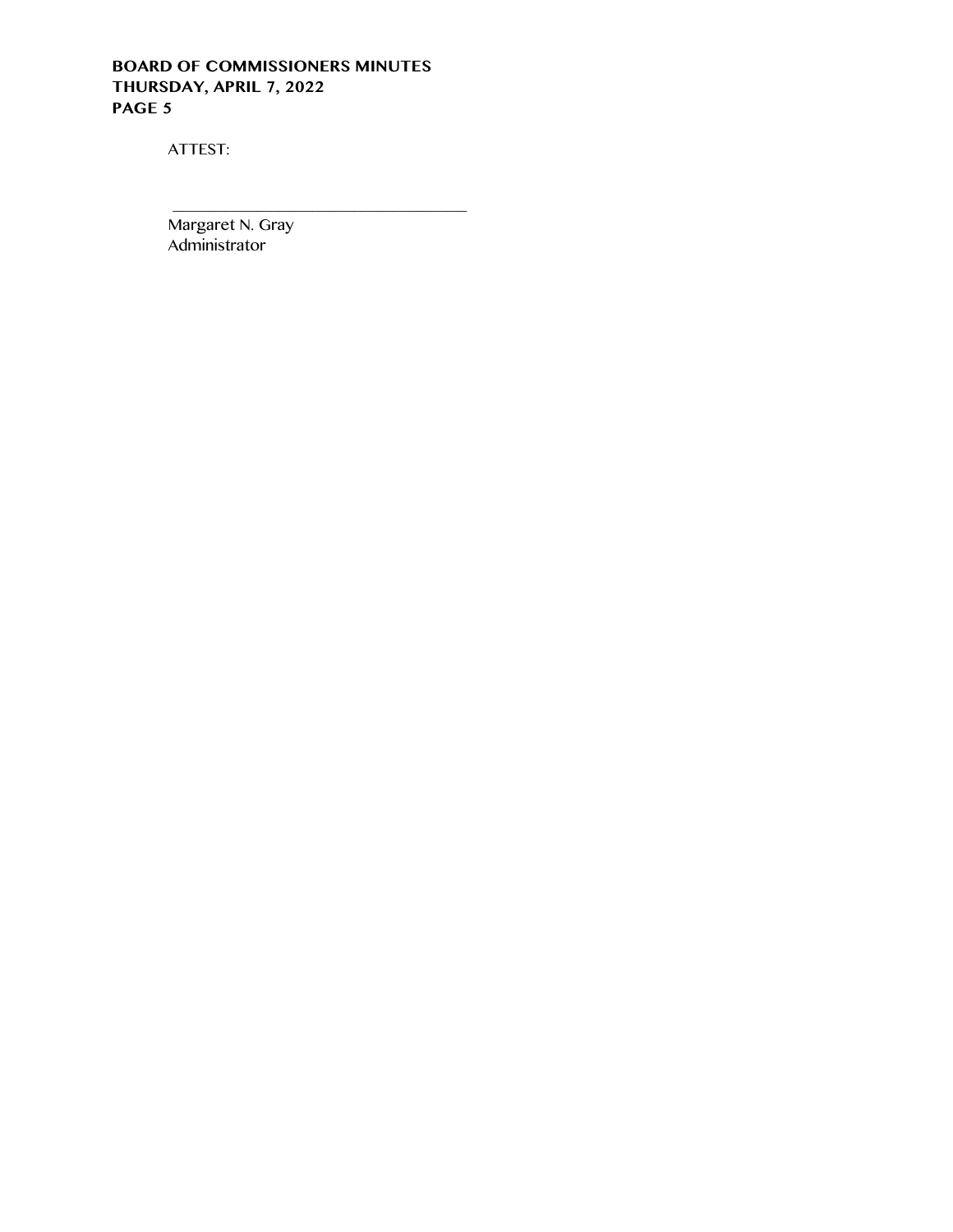ATTEST:

\_\_\_\_\_\_\_\_\_\_\_\_\_\_\_\_\_\_\_\_\_\_\_\_\_\_\_\_\_\_\_\_\_\_\_\_

Margaret N. Gray
Administrator